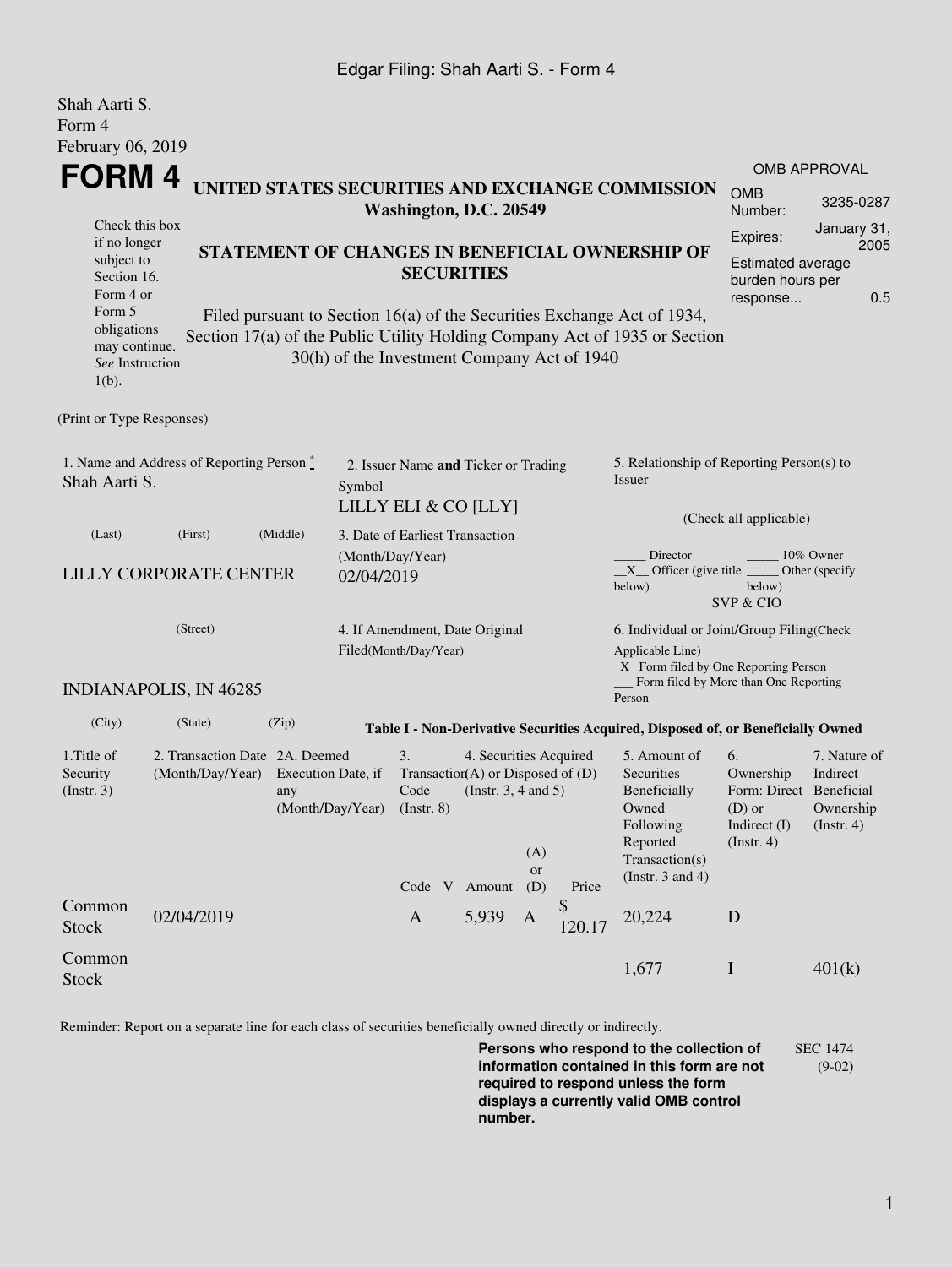Shah Aarti S.
Form 4
February 06, 2019

# FORM 4

**UNITED STATES SECURITIES AND EXCHANGE COMMISSION**
**Washington, D.C. 20549**

**STATEMENT OF CHANGES IN BENEFICIAL OWNERSHIP OF SECURITIES**

Filed pursuant to Section 16(a) of the Securities Exchange Act of 1934, Section 17(a) of the Public Utility Holding Company Act of 1935 or Section 30(h) of the Investment Company Act of 1940

Check this box if no longer subject to Section 16. Form 4 or Form 5 obligations may continue. *See* Instruction 1(b).

| OMB APPROVAL | |
|---|---|
| OMB Number: | 3235-0287 |
| Expires: | January 31, 2005 |
| Estimated average burden hours per response... | 0.5 |

(Print or Type Responses)

1. Name and Address of Reporting Person *
Shah Aarti S.

(Last) (First) (Middle)

LILLY CORPORATE CENTER

(Street)

INDIANAPOLIS, IN 46285

(City) (State) (Zip)

2. Issuer Name **and** Ticker or Trading Symbol
LILLY ELI & CO [LLY]

3. Date of Earliest Transaction (Month/Day/Year)
02/04/2019

4. If Amendment, Date Original Filed(Month/Day/Year)

5. Relationship of Reporting Person(s) to Issuer

(Check all applicable)

_____ Director _____ 10% Owner
__X__ Officer (give title below) _____ Other (specify below)
SVP & CIO

6. Individual or Joint/Group Filing(Check Applicable Line)
_X_ Form filed by One Reporting Person
___ Form filed by More than One Reporting Person

**Table I - Non-Derivative Securities Acquired, Disposed of, or Beneficially Owned**

| 1.Title of Security (Instr. 3) | 2. Transaction Date (Month/Day/Year) | 2A. Deemed Execution Date, if any (Month/Day/Year) | 3. Transaction Code (Instr. 8) | | 4. Securities Acquired (A) or Disposed of (D) (Instr. 3, 4 and 5) | | | 5. Amount of Securities Beneficially Owned Following Reported Transaction(s) (Instr. 3 and 4) | 6. Ownership Form: Direct (D) or Indirect (I) (Instr. 4) | 7. Nature of Indirect Beneficial Ownership (Instr. 4) |
|---|---|---|---|---|---|---|---|---|---|---|
| | | | Code | V | Amount | (A) or (D) | Price | | | |
| Common Stock | 02/04/2019 | | A | | 5,939 | A | $ 120.17 | 20,224 | D | |
| Common Stock | | | | | | | | 1,677 | I | 401(k) |

Reminder: Report on a separate line for each class of securities beneficially owned directly or indirectly.

**Persons who respond to the collection of information contained in this form are not required to respond unless the form displays a currently valid OMB control number.**

SEC 1474 (9-02)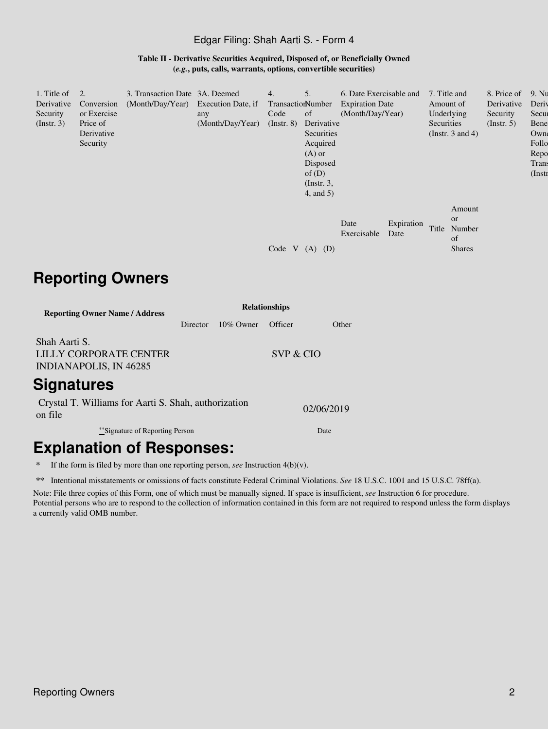Edgar Filing: Shah Aarti S. - Form 4

**Table II - Derivative Securities Acquired, Disposed of, or Beneficially Owned**
**(*e.g.*, puts, calls, warrants, options, convertible securities)**

| 1. Title of Derivative Security (Instr. 3) | 2. Conversion or Exercise Price of Derivative Security | 3. Transaction Date (Month/Day/Year) | 3A. Deemed Execution Date, if any (Month/Day/Year) | 4. Transaction Code (Instr. 8) | | 5. Number of Derivative Securities Acquired (A) or Disposed of (D) (Instr. 3, 4, and 5) | | 6. Date Exercisable and Expiration Date (Month/Day/Year) | | 7. Title and Amount of Underlying Securities (Instr. 3 and 4) | | 8. Price of Derivative Security (Instr. 5) | 9. Nu Deriv Secur Bene Own Follo Repo Trans (Instr |
|---|---|---|---|---|---|---|---|---|---|---|---|---|---|
| | | | | Code | V | (A) | (D) | Date Exercisable | Expiration Date | Title | Amount or Number of Shares | | |

## Reporting Owners

| Reporting Owner Name / Address | Relationships | | | |
|---|---|---|---|---|
| | Director | 10% Owner | Officer | Other |
| Shah Aarti S.<br>LILLY CORPORATE CENTER<br>INDIANAPOLIS, IN 46285 | | | SVP & CIO | |

## Signatures

| | |
|---|---|
| Crystal T. Williams for Aarti S. Shah, authorization on file | 02/06/2019 |
| **Signature of Reporting Person | Date |

## Explanation of Responses:

\* If the form is filed by more than one reporting person, *see* Instruction 4(b)(v).

** Intentional misstatements or omissions of facts constitute Federal Criminal Violations. *See* 18 U.S.C. 1001 and 15 U.S.C. 78ff(a).

Note: File three copies of this Form, one of which must be manually signed. If space is insufficient, *see* Instruction 6 for procedure.
Potential persons who are to respond to the collection of information contained in this form are not required to respond unless the form displays a currently valid OMB number.